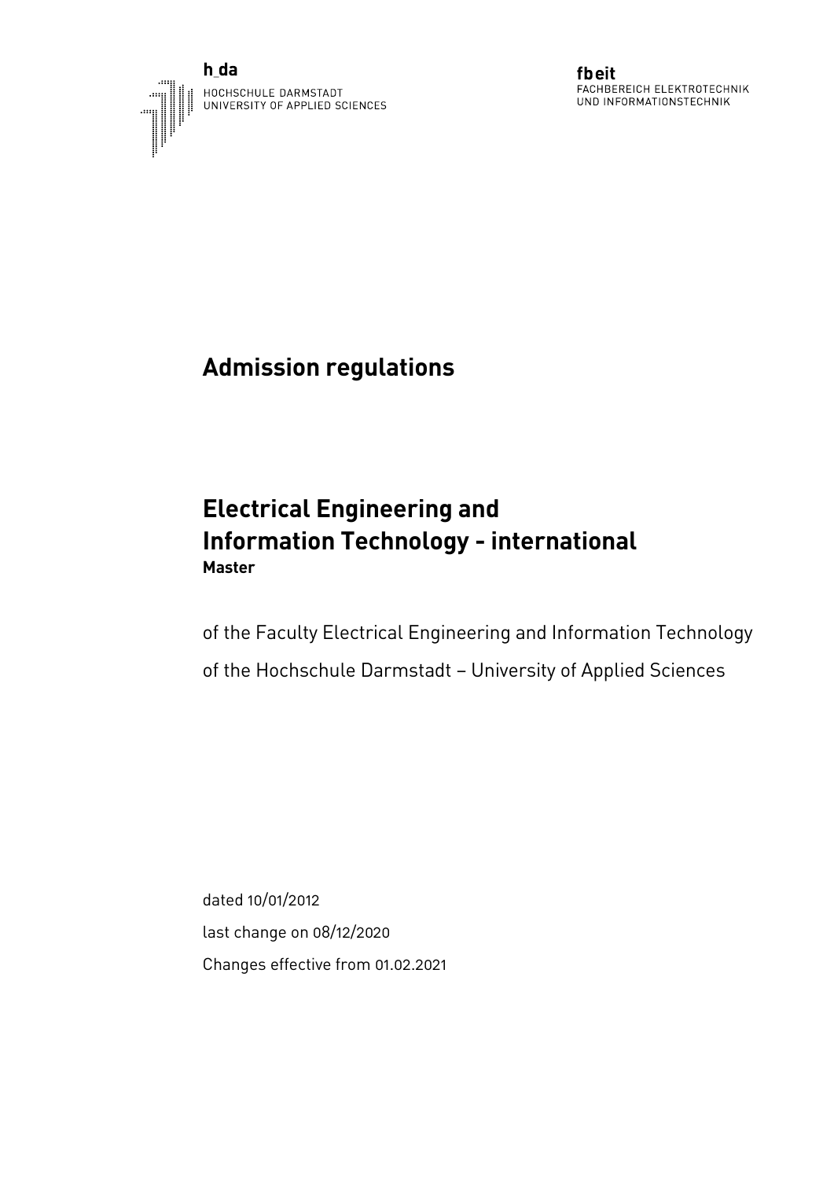h_da
HOCHSCHULE DARMSTADT
UNIVERSITY OF APPLIED SCIENCES

fbeit
FACHBEREICH ELEKTROTECHNIK
UND INFORMATIONSTECHNIK

# Admission regulations

# Electrical Engineering and Information Technology - international

**Master**

of the Faculty Electrical Engineering and Information Technology

of the Hochschule Darmstadt – University of Applied Sciences

dated 10/01/2012

last change on 08/12/2020

Changes effective from 01.02.2021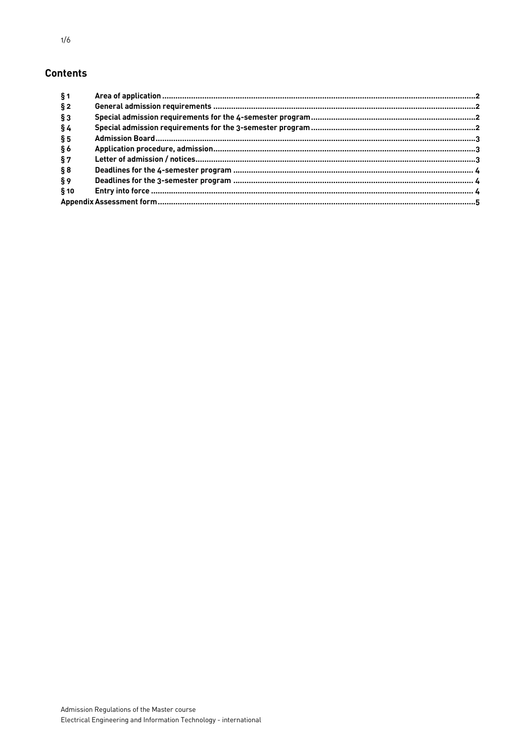## Contents

| | | |
|---|---|---|
| § 1 | Area of application | 2 |
| § 2 | General admission requirements | 2 |
| § 3 | Special admission requirements for the 4-semester program | 2 |
| § 4 | Special admission requirements for the 3-semester program | 2 |
| § 5 | Admission Board | 3 |
| § 6 | Application procedure, admission | 3 |
| § 7 | Letter of admission / notices | 3 |
| § 8 | Deadlines for the 4-semester program | 4 |
| § 9 | Deadlines for the 3-semester program | 4 |
| § 10 | Entry into force | 4 |
| Appendix | Assessment form | 5 |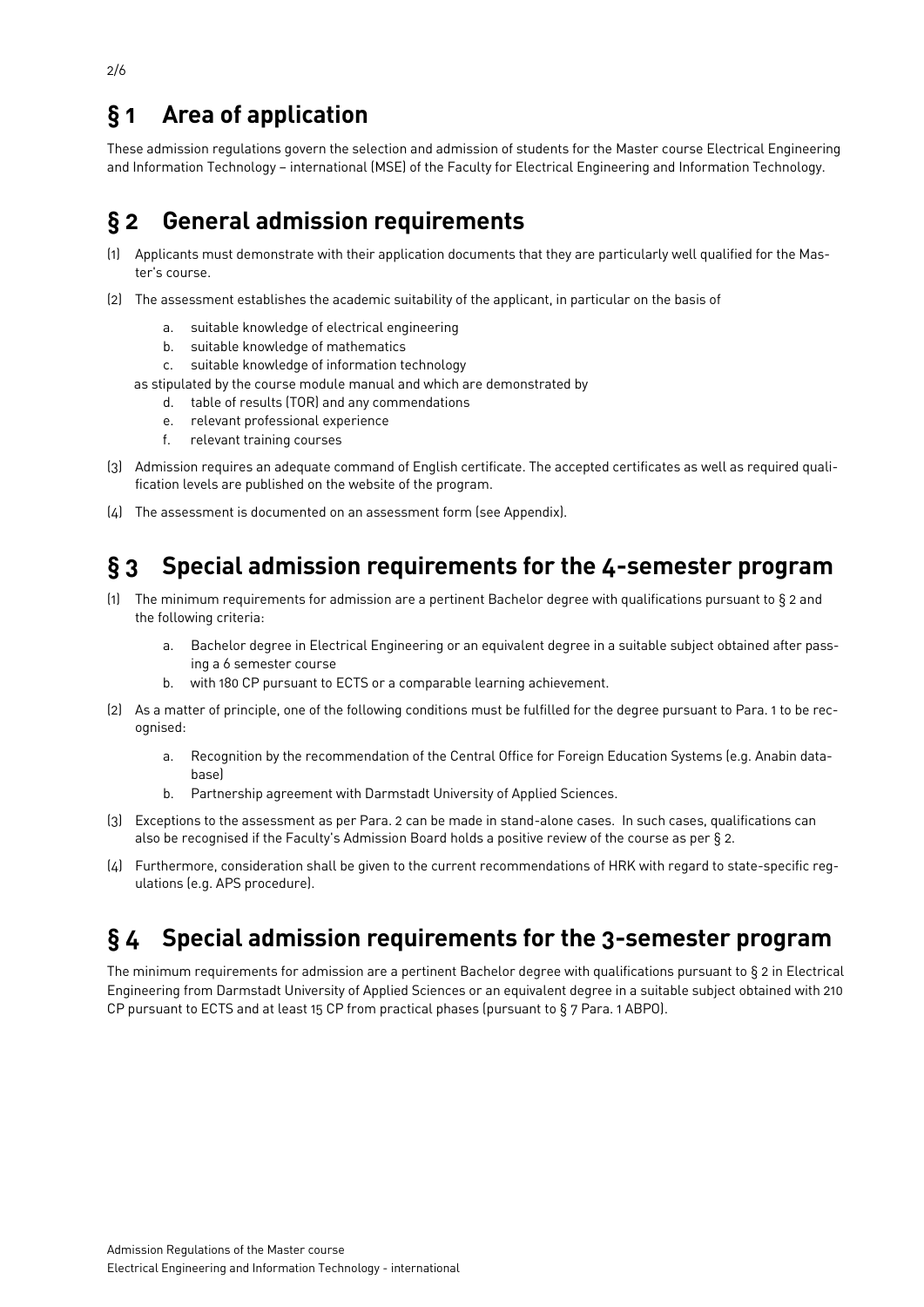# § 1 Area of application

These admission regulations govern the selection and admission of students for the Master course Electrical Engineering and Information Technology – international (MSE) of the Faculty for Electrical Engineering and Information Technology.

# § 2 General admission requirements

(1) Applicants must demonstrate with their application documents that they are particularly well qualified for the Master's course.

(2) The assessment establishes the academic suitability of the applicant, in particular on the basis of

   a. suitable knowledge of electrical engineering
   b. suitable knowledge of mathematics
   c. suitable knowledge of information technology

   as stipulated by the course module manual and which are demonstrated by

   d. table of results (TOR) and any commendations
   e. relevant professional experience
   f. relevant training courses

(3) Admission requires an adequate command of English certificate. The accepted certificates as well as required qualification levels are published on the website of the program.

(4) The assessment is documented on an assessment form (see Appendix).

# § 3 Special admission requirements for the 4-semester program

(1) The minimum requirements for admission are a pertinent Bachelor degree with qualifications pursuant to § 2 and the following criteria:

   a. Bachelor degree in Electrical Engineering or an equivalent degree in a suitable subject obtained after passing a 6 semester course
   b. with 180 CP pursuant to ECTS or a comparable learning achievement.

(2) As a matter of principle, one of the following conditions must be fulfilled for the degree pursuant to Para. 1 to be recognised:

   a. Recognition by the recommendation of the Central Office for Foreign Education Systems (e.g. Anabin database)
   b. Partnership agreement with Darmstadt University of Applied Sciences.

(3) Exceptions to the assessment as per Para. 2 can be made in stand-alone cases. In such cases, qualifications can also be recognised if the Faculty's Admission Board holds a positive review of the course as per § 2.

(4) Furthermore, consideration shall be given to the current recommendations of HRK with regard to state-specific regulations (e.g. APS procedure).

# § 4 Special admission requirements for the 3-semester program

The minimum requirements for admission are a pertinent Bachelor degree with qualifications pursuant to § 2 in Electrical Engineering from Darmstadt University of Applied Sciences or an equivalent degree in a suitable subject obtained with 210 CP pursuant to ECTS and at least 15 CP from practical phases (pursuant to § 7 Para. 1 ABPO).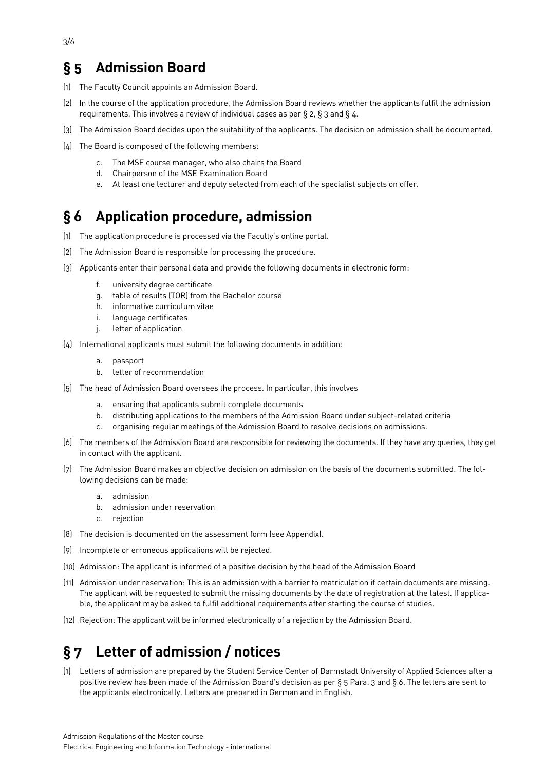## § 5 Admission Board

(1) The Faculty Council appoints an Admission Board.

(2) In the course of the application procedure, the Admission Board reviews whether the applicants fulfil the admission requirements. This involves a review of individual cases as per § 2, § 3 and § 4.

(3) The Admission Board decides upon the suitability of the applicants. The decision on admission shall be documented.

(4) The Board is composed of the following members:

   c. The MSE course manager, who also chairs the Board
   d. Chairperson of the MSE Examination Board
   e. At least one lecturer and deputy selected from each of the specialist subjects on offer.

## § 6 Application procedure, admission

(1) The application procedure is processed via the Faculty's online portal.

(2) The Admission Board is responsible for processing the procedure.

(3) Applicants enter their personal data and provide the following documents in electronic form:

   f. university degree certificate
   g. table of results (TOR) from the Bachelor course
   h. informative curriculum vitae
   i. language certificates
   j. letter of application

(4) International applicants must submit the following documents in addition:

   a. passport
   b. letter of recommendation

(5) The head of Admission Board oversees the process. In particular, this involves

   a. ensuring that applicants submit complete documents
   b. distributing applications to the members of the Admission Board under subject-related criteria
   c. organising regular meetings of the Admission Board to resolve decisions on admissions.

(6) The members of the Admission Board are responsible for reviewing the documents. If they have any queries, they get in contact with the applicant.

(7) The Admission Board makes an objective decision on admission on the basis of the documents submitted. The following decisions can be made:

   a. admission
   b. admission under reservation
   c. rejection

(8) The decision is documented on the assessment form (see Appendix).

(9) Incomplete or erroneous applications will be rejected.

(10) Admission: The applicant is informed of a positive decision by the head of the Admission Board

(11) Admission under reservation: This is an admission with a barrier to matriculation if certain documents are missing. The applicant will be requested to submit the missing documents by the date of registration at the latest. If applicable, the applicant may be asked to fulfil additional requirements after starting the course of studies.

(12) Rejection: The applicant will be informed electronically of a rejection by the Admission Board.

## § 7 Letter of admission / notices

(1) Letters of admission are prepared by the Student Service Center of Darmstadt University of Applied Sciences after a positive review has been made of the Admission Board's decision as per § 5 Para. 3 and § 6. The letters are sent to the applicants electronically. Letters are prepared in German and in English.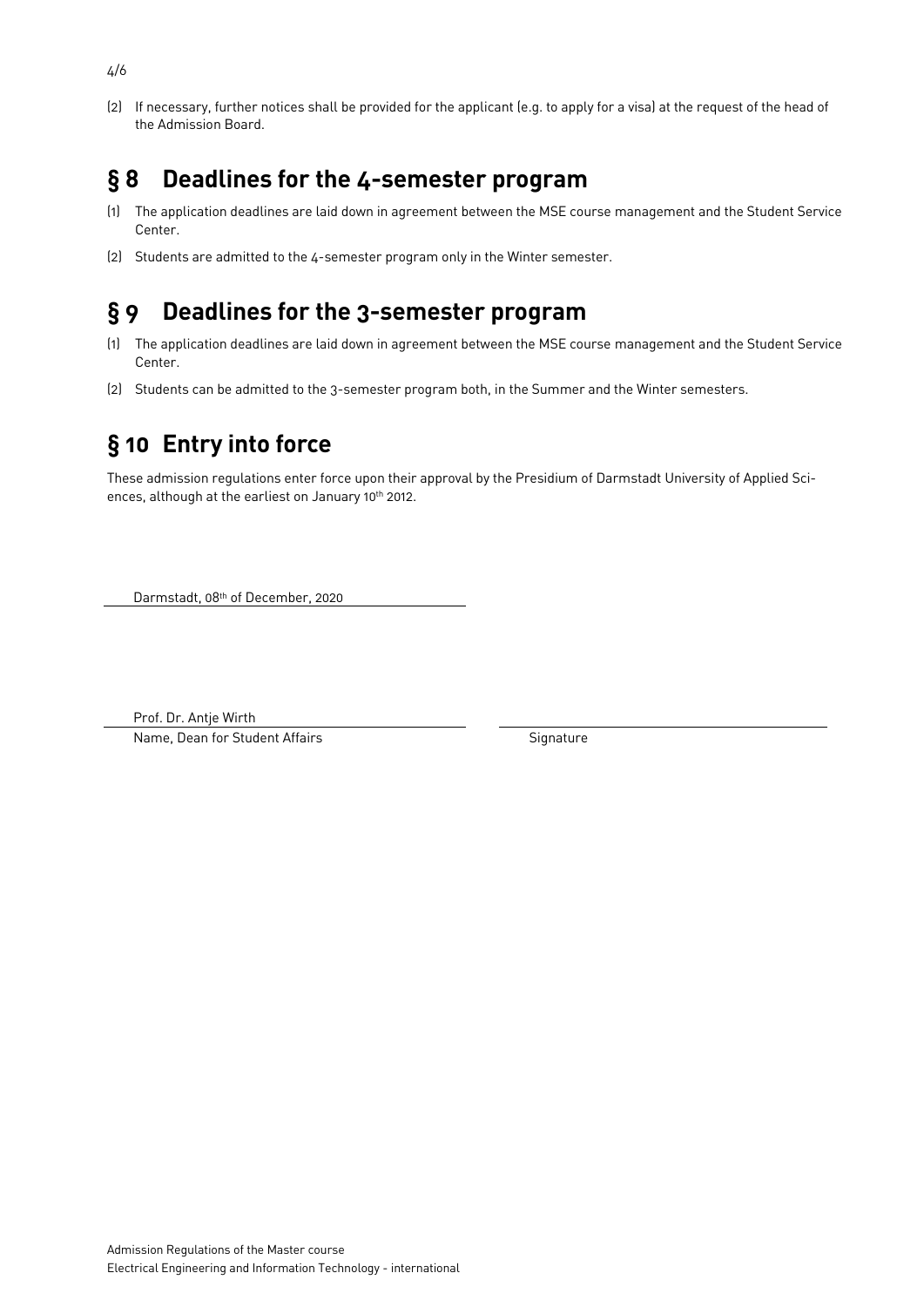(2) If necessary, further notices shall be provided for the applicant (e.g. to apply for a visa) at the request of the head of the Admission Board.

## § 8 Deadlines for the 4-semester program

(1) The application deadlines are laid down in agreement between the MSE course management and the Student Service Center.

(2) Students are admitted to the 4-semester program only in the Winter semester.

## § 9 Deadlines for the 3-semester program

(1) The application deadlines are laid down in agreement between the MSE course management and the Student Service Center.

(2) Students can be admitted to the 3-semester program both, in the Summer and the Winter semesters.

## § 10 Entry into force

These admission regulations enter force upon their approval by the Presidium of Darmstadt University of Applied Sciences, although at the earliest on January 10th 2012.

Darmstadt, 08th of December, 2020

Prof. Dr. Antje Wirth

Name, Dean for Student Affairs

Signature

Admission Regulations of the Master course
Electrical Engineering and Information Technology - international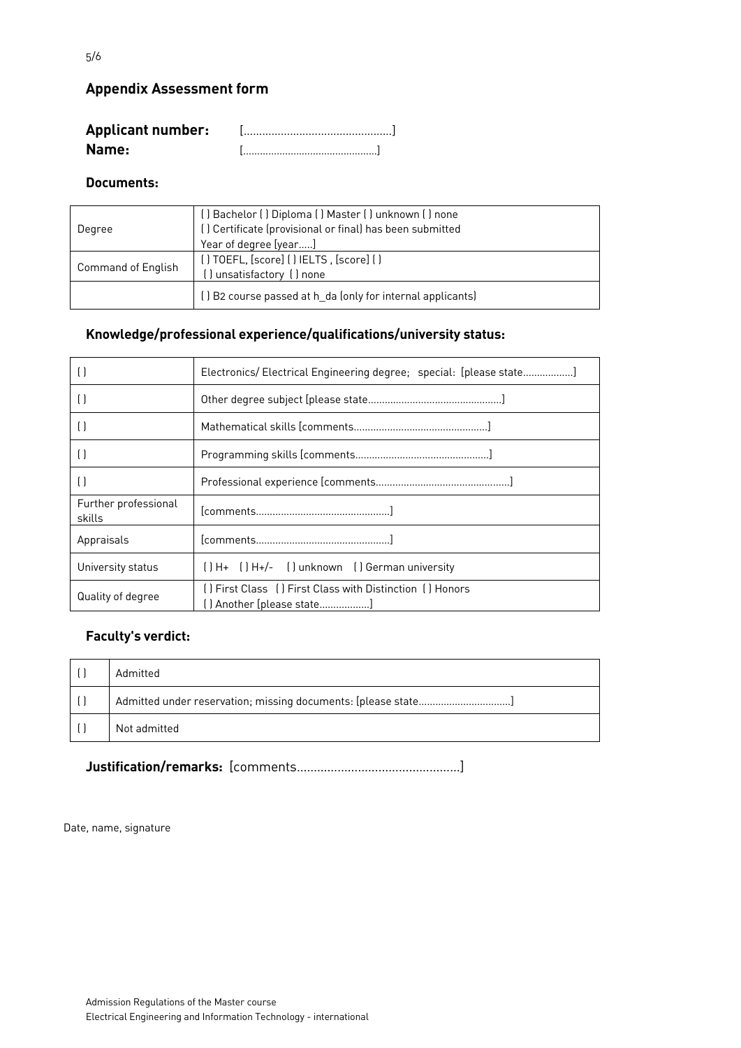## Appendix Assessment form

**Applicant number:** [................................................]
**Name:** [................................................]

### Documents:

| | |
|---|---|
| Degree | ( ) Bachelor ( ) Diploma ( ) Master ( ) unknown ( ) none<br>( ) Certificate (provisional or final) has been submitted<br>Year of degree [year.....] |
| Command of English | ( ) TOEFL, [score] ( ) IELTS , [score] ( )<br>( ) unsatisfactory ( ) none |
| | ( ) B2 course passed at h_da (only for internal applicants) |

### Knowledge/professional experience/qualifications/university status:

| | |
|---|---|
| ( ) | Electronics/ Electrical Engineering degree; special: [please state..................] |
| ( ) | Other degree subject [please state................................................] |
| ( ) | Mathematical skills [comments................................................] |
| ( ) | Programming skills [comments................................................] |
| ( ) | Professional experience [comments................................................] |
| Further professional skills | [comments................................................] |
| Appraisals | [comments................................................] |
| University status | ( ) H+ ( ) H+/- ( ) unknown ( ) German university |
| Quality of degree | ( ) First Class ( ) First Class with Distinction ( ) Honors<br>( ) Another [please state..................] |

### Faculty's verdict:

| | |
|---|---|
| ( ) | Admitted |
| ( ) | Admitted under reservation; missing documents: [please state................................] |
| ( ) | Not admitted |

**Justification/remarks:** [comments................................................]

Date, name, signature

Admission Regulations of the Master course
Electrical Engineering and Information Technology - international